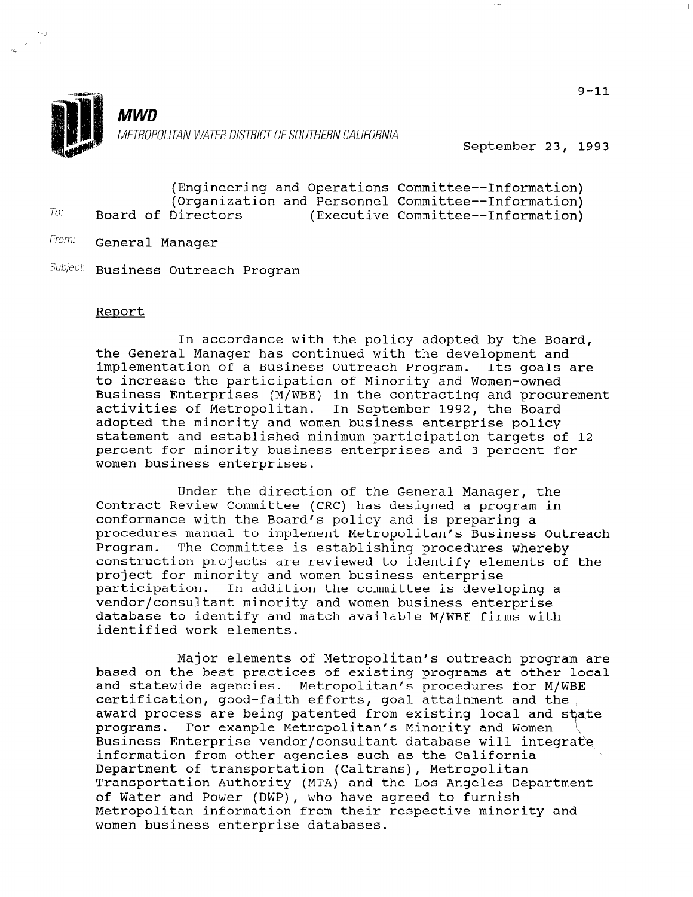**MWD**

METROPOLITAN WATER DISTRICT OF SOUTHERN CALIFORNIA

9-11

September 23, 1993

(Engineering and Operations Committee--Information)
(Organization and Personnel Committee--Information)
(Executive Committee--Information)

To: Board of Directors

From: General Manager

Subject: Business Outreach Program

## Report

In accordance with the policy adopted by the Board, the General Manager has continued with the development and implementation of a Business Outreach Program. Its goals are to increase the participation of Minority and Women-owned Business Enterprises (M/WBE) in the contracting and procurement activities of Metropolitan. In September 1992, the Board adopted the minority and women business enterprise policy statement and established minimum participation targets of 12 percent for minority business enterprises and 3 percent for women business enterprises.

Under the direction of the General Manager, the Contract Review Committee (CRC) has designed a program in conformance with the Board's policy and is preparing a procedures manual to implement Metropolitan's Business Outreach Program. The Committee is establishing procedures whereby construction projects are reviewed to identify elements of the project for minority and women business enterprise participation. In addition the committee is developing a vendor/consultant minority and women business enterprise database to identify and match available M/WBE firms with identified work elements.

Major elements of Metropolitan's outreach program are based on the best practices of existing programs at other local and statewide agencies. Metropolitan's procedures for M/WBE certification, good-faith efforts, goal attainment and the award process are being patented from existing local and state programs. For example Metropolitan's Minority and Women Business Enterprise vendor/consultant database will integrate information from other agencies such as the California Department of transportation (Caltrans), Metropolitan Transportation Authority (MTA) and the Los Angeles Department of Water and Power (DWP), who have agreed to furnish Metropolitan information from their respective minority and women business enterprise databases.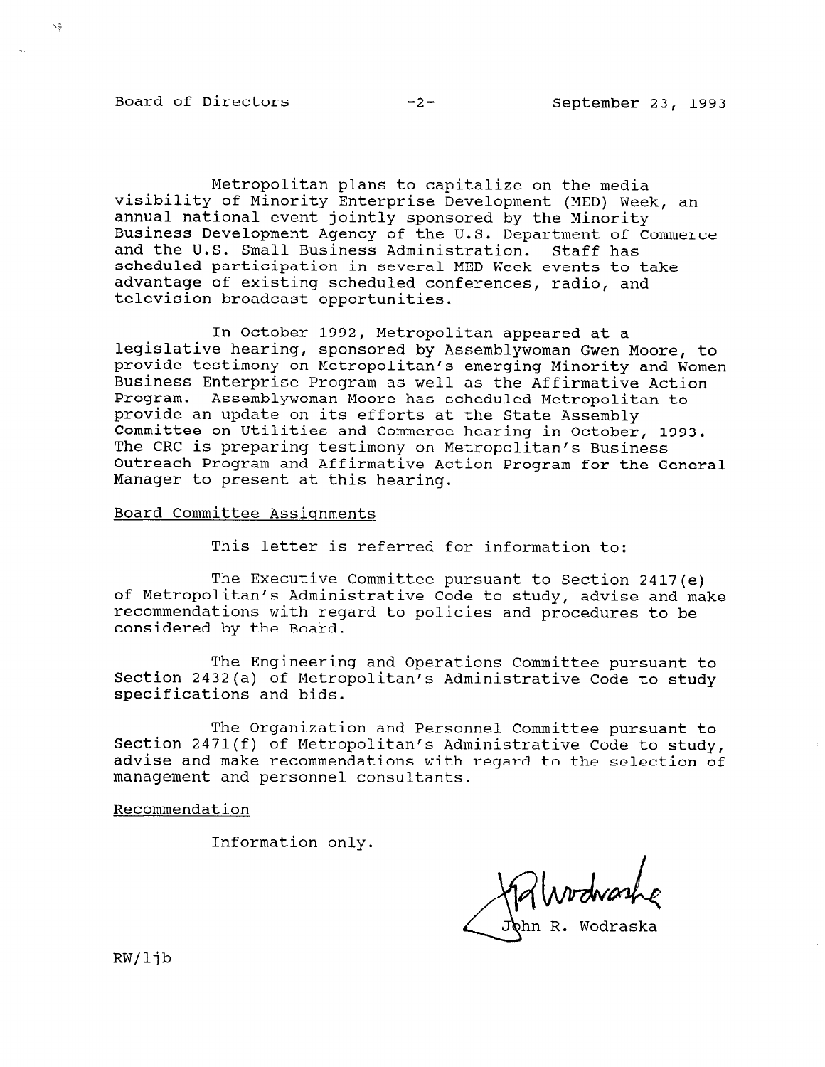Metropolitan plans to capitalize on the media visibility of Minority Enterprise Development (MED) Week, an annual national event jointly sponsored by the Minority Business Development Agency of the U.S. Department of Commerce and the U.S. Small Business Administration. Staff has scheduled participation in several MED Week events to take advantage of existing scheduled conferences, radio, and television broadcast opportunities.

In October 1992, Metropolitan appeared at a legislative hearing, sponsored by Assemblywoman Gwen Moore, to provide testimony on Metropolitan's emerging Minority and Women Business Enterprise Program as well as the Affirmative Action Program. Assemblywoman Moore has scheduled Metropolitan to provide an update on its efforts at the State Assembly Committee on Utilities and Commerce hearing in October, 1993. The CRC is preparing testimony on Metropolitan's Business Outreach Program and Affirmative Action Program for the General Manager to present at this hearing.

Board Committee Assignments

This letter is referred for information to:

The Executive Committee pursuant to Section 2417(e) of Metropolitan's Administrative Code to study, advise and make recommendations with regard to policies and procedures to be considered by the Board.

The Engineering and Operations Committee pursuant to Section 2432(a) of Metropolitan's Administrative Code to study specifications and bids.

The Organization and Personnel Committee pursuant to Section 2471(f) of Metropolitan's Administrative Code to study, advise and make recommendations with regard to the selection of management and personnel consultants.

Recommendation

Information only.

John R. Wodraska

RW/ljb